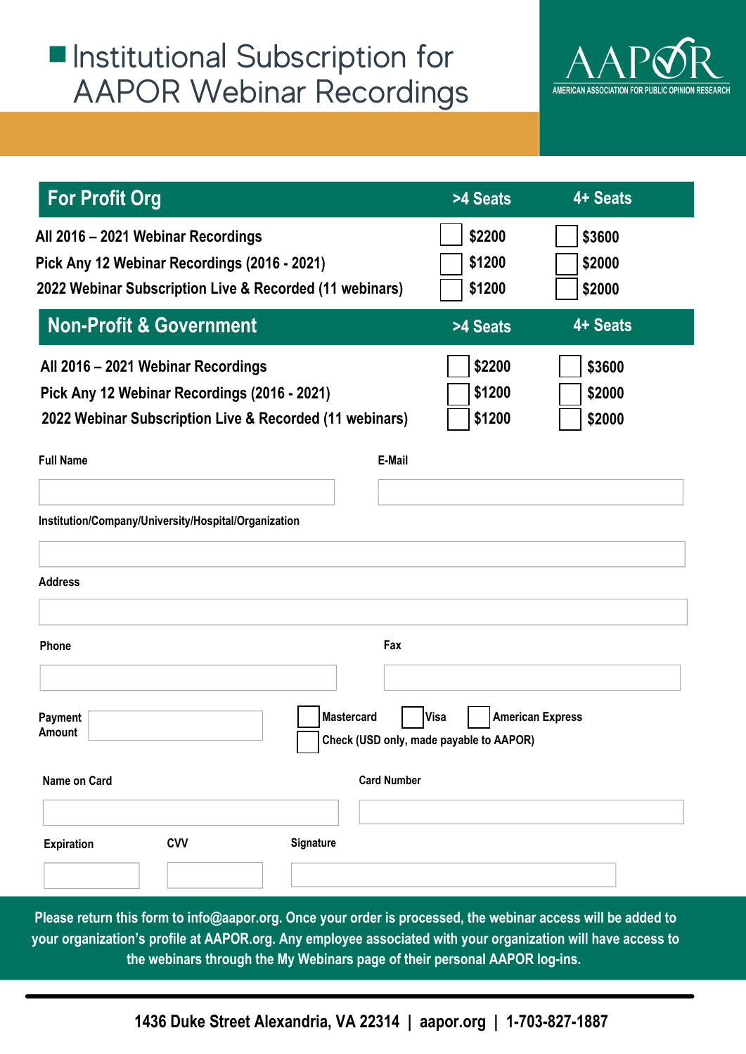# Institutional Subscription for AAPOR Webinar Recordings

AAPOR
AMERICAN ASSOCIATION FOR PUBLIC OPINION RESEARCH

| For Profit Org | >4 Seats | 4+ Seats |
|---|---|---|
| All 2016 – 2021 Webinar Recordings | ☐ $2200 | ☐ $3600 |
| Pick Any 12 Webinar Recordings (2016 - 2021) | ☐ $1200 | ☐ $2000 |
| 2022 Webinar Subscription Live & Recorded (11 webinars) | ☐ $1200 | ☐ $2000 |

| Non-Profit & Government | >4 Seats | 4+ Seats |
|---|---|---|
| All 2016 – 2021 Webinar Recordings | ☐ $2200 | ☐ $3600 |
| Pick Any 12 Webinar Recordings (2016 - 2021) | ☐ $1200 | ☐ $2000 |
| 2022 Webinar Subscription Live & Recorded (11 webinars) | ☐ $1200 | ☐ $2000 |

Full Name ____________________ E-Mail ____________________

Institution/Company/University/Hospital/Organization ____________________

Address ____________________

Phone ____________________ Fax ____________________

Payment Amount ____________________

☐ Mastercard ☐ Visa ☐ American Express

☐ Check (USD only, made payable to AAPOR)

Name on Card ____________________ Card Number ____________________

Expiration __________ CVV __________ Signature ____________________

Please return this form to info@aapor.org. Once your order is processed, the webinar access will be added to your organization's profile at AAPOR.org. Any employee associated with your organization will have access to the webinars through the My Webinars page of their personal AAPOR log-ins.

1436 Duke Street Alexandria, VA 22314 | aapor.org | 1-703-827-1887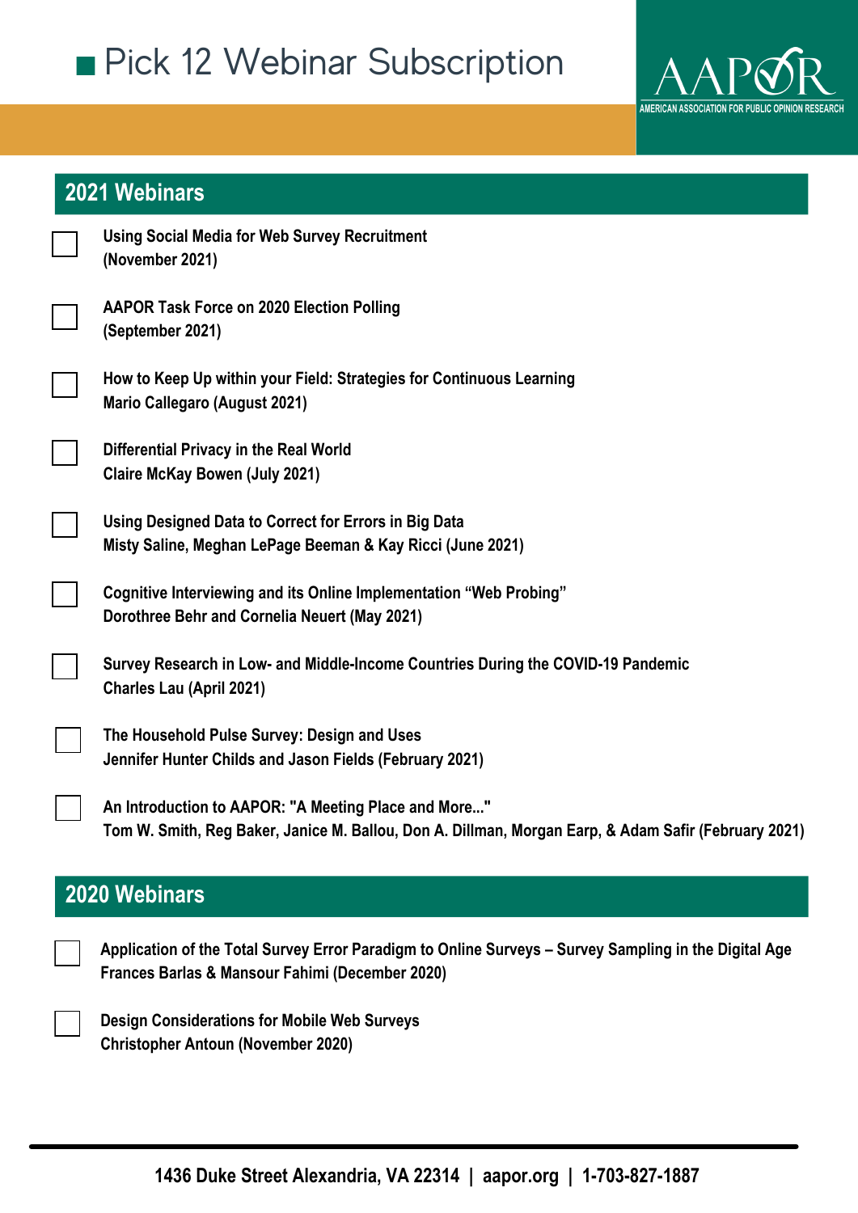# Pick 12 Webinar Subscription

AAPOR
AMERICAN ASSOCIATION FOR PUBLIC OPINION RESEARCH

## 2021 Webinars

- [ ] **Using Social Media for Web Survey Recruitment**
**(November 2021)**

- [ ] **AAPOR Task Force on 2020 Election Polling**
**(September 2021)**

- [ ] **How to Keep Up within your Field: Strategies for Continuous Learning**
**Mario Callegaro (August 2021)**

- [ ] **Differential Privacy in the Real World**
**Claire McKay Bowen (July 2021)**

- [ ] **Using Designed Data to Correct for Errors in Big Data**
**Misty Saline, Meghan LePage Beeman & Kay Ricci (June 2021)**

- [ ] **Cognitive Interviewing and its Online Implementation "Web Probing"**
**Dorothree Behr and Cornelia Neuert (May 2021)**

- [ ] **Survey Research in Low- and Middle-Income Countries During the COVID-19 Pandemic**
**Charles Lau (April 2021)**

- [ ] **The Household Pulse Survey: Design and Uses**
**Jennifer Hunter Childs and Jason Fields (February 2021)**

- [ ] **An Introduction to AAPOR: "A Meeting Place and More..."**
**Tom W. Smith, Reg Baker, Janice M. Ballou, Don A. Dillman, Morgan Earp, & Adam Safir (February 2021)**

## 2020 Webinars

- [ ] **Application of the Total Survey Error Paradigm to Online Surveys – Survey Sampling in the Digital Age**
**Frances Barlas & Mansour Fahimi (December 2020)**

- [ ] **Design Considerations for Mobile Web Surveys**
**Christopher Antoun (November 2020)**

**1436 Duke Street Alexandria, VA 22314 | aapor.org | 1-703-827-1887**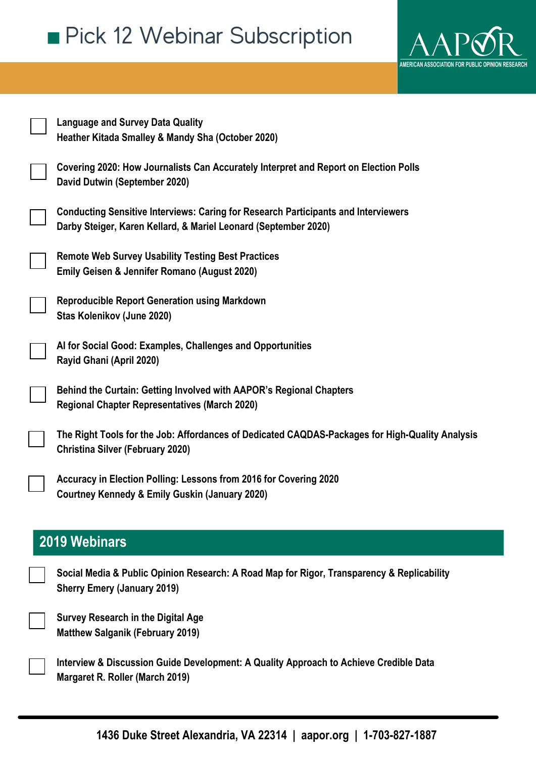# Pick 12 Webinar Subscription

AAPOR — AMERICAN ASSOCIATION FOR PUBLIC OPINION RESEARCH

- [ ] **Language and Survey Data Quality**
  **Heather Kitada Smalley & Mandy Sha (October 2020)**
- [ ] **Covering 2020: How Journalists Can Accurately Interpret and Report on Election Polls**
  **David Dutwin (September 2020)**
- [ ] **Conducting Sensitive Interviews: Caring for Research Participants and Interviewers**
  **Darby Steiger, Karen Kellard, & Mariel Leonard (September 2020)**
- [ ] **Remote Web Survey Usability Testing Best Practices**
  **Emily Geisen & Jennifer Romano (August 2020)**
- [ ] **Reproducible Report Generation using Markdown**
  **Stas Kolenikov (June 2020)**
- [ ] **AI for Social Good: Examples, Challenges and Opportunities**
  **Rayid Ghani (April 2020)**
- [ ] **Behind the Curtain: Getting Involved with AAPOR's Regional Chapters**
  **Regional Chapter Representatives (March 2020)**
- [ ] **The Right Tools for the Job: Affordances of Dedicated CAQDAS-Packages for High-Quality Analysis**
  **Christina Silver (February 2020)**
- [ ] **Accuracy in Election Polling: Lessons from 2016 for Covering 2020**
  **Courtney Kennedy & Emily Guskin (January 2020)**

## 2019 Webinars

- [ ] **Social Media & Public Opinion Research: A Road Map for Rigor, Transparency & Replicability**
  **Sherry Emery (January 2019)**
- [ ] **Survey Research in the Digital Age**
  **Matthew Salganik (February 2019)**
- [ ] **Interview & Discussion Guide Development: A Quality Approach to Achieve Credible Data**
  **Margaret R. Roller (March 2019)**

**1436 Duke Street Alexandria, VA 22314 | aapor.org | 1-703-827-1887**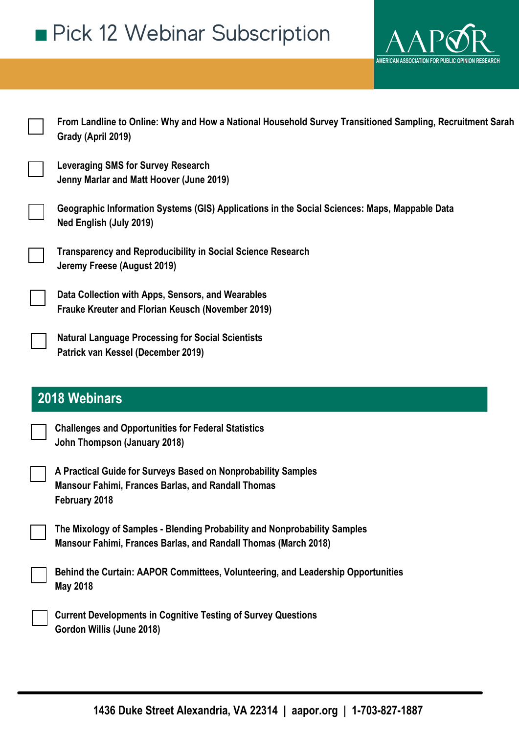# Pick 12 Webinar Subscription

- [ ] **From Landline to Online: Why and How a National Household Survey Transitioned Sampling, Recruitment Sarah Grady (April 2019)**
- [ ] **Leveraging SMS for Survey Research**
  **Jenny Marlar and Matt Hoover (June 2019)**
- [ ] **Geographic Information Systems (GIS) Applications in the Social Sciences: Maps, Mappable Data**
  **Ned English (July 2019)**
- [ ] **Transparency and Reproducibility in Social Science Research**
  **Jeremy Freese (August 2019)**
- [ ] **Data Collection with Apps, Sensors, and Wearables**
  **Frauke Kreuter and Florian Keusch (November 2019)**
- [ ] **Natural Language Processing for Social Scientists**
  **Patrick van Kessel (December 2019)**

## 2018 Webinars

- [ ] **Challenges and Opportunities for Federal Statistics**
  **John Thompson (January 2018)**
- [ ] **A Practical Guide for Surveys Based on Nonprobability Samples**
  **Mansour Fahimi, Frances Barlas, and Randall Thomas**
  **February 2018**
- [ ] **The Mixology of Samples - Blending Probability and Nonprobability Samples**
  **Mansour Fahimi, Frances Barlas, and Randall Thomas (March 2018)**
- [ ] **Behind the Curtain: AAPOR Committees, Volunteering, and Leadership Opportunities**
  **May 2018**
- [ ] **Current Developments in Cognitive Testing of Survey Questions**
  **Gordon Willis (June 2018)**

**1436 Duke Street Alexandria, VA 22314 | aapor.org | 1-703-827-1887**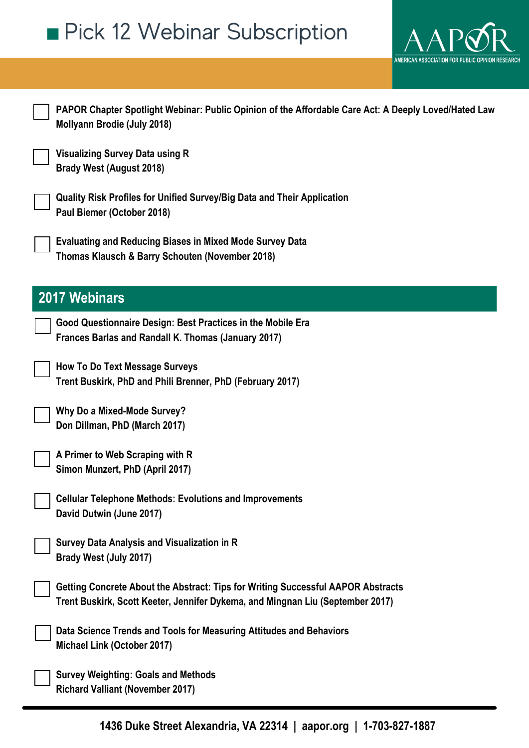# Pick 12 Webinar Subscription

AAPOR
AMERICAN ASSOCIATION FOR PUBLIC OPINION RESEARCH

- [ ] **PAPOR Chapter Spotlight Webinar: Public Opinion of the Affordable Care Act: A Deeply Loved/Hated Law**
  **Mollyann Brodie (July 2018)**

- [ ] **Visualizing Survey Data using R**
  **Brady West (August 2018)**

- [ ] **Quality Risk Profiles for Unified Survey/Big Data and Their Application**
  **Paul Biemer (October 2018)**

- [ ] **Evaluating and Reducing Biases in Mixed Mode Survey Data**
  **Thomas Klausch & Barry Schouten (November 2018)**

## 2017 Webinars

- [ ] **Good Questionnaire Design: Best Practices in the Mobile Era**
  **Frances Barlas and Randall K. Thomas (January 2017)**

- [ ] **How To Do Text Message Surveys**
  **Trent Buskirk, PhD and Phili Brenner, PhD (February 2017)**

- [ ] **Why Do a Mixed-Mode Survey?**
  **Don Dillman, PhD (March 2017)**

- [ ] **A Primer to Web Scraping with R**
  **Simon Munzert, PhD (April 2017)**

- [ ] **Cellular Telephone Methods: Evolutions and Improvements**
  **David Dutwin (June 2017)**

- [ ] **Survey Data Analysis and Visualization in R**
  **Brady West (July 2017)**

- [ ] **Getting Concrete About the Abstract: Tips for Writing Successful AAPOR Abstracts**
  **Trent Buskirk, Scott Keeter, Jennifer Dykema, and Mingnan Liu (September 2017)**

- [ ] **Data Science Trends and Tools for Measuring Attitudes and Behaviors**
  **Michael Link (October 2017)**

- [ ] **Survey Weighting: Goals and Methods**
  **Richard Valliant (November 2017)**

**1436 Duke Street Alexandria, VA 22314 | aapor.org | 1-703-827-1887**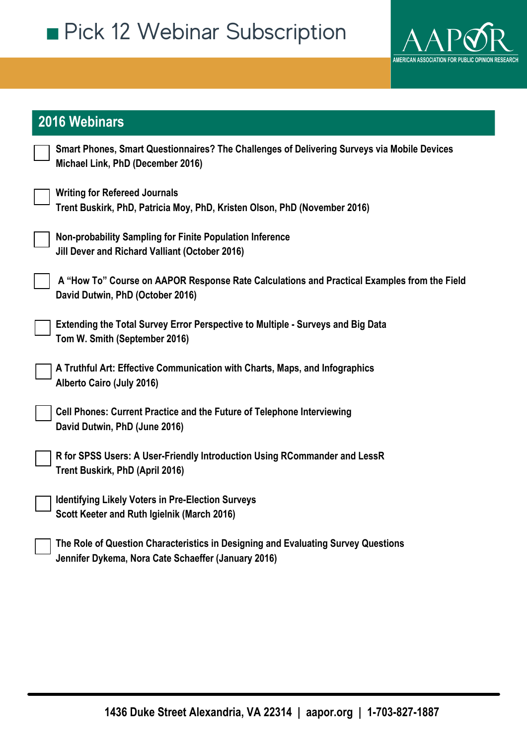# Pick 12 Webinar Subscription

AAPOR
AMERICAN ASSOCIATION FOR PUBLIC OPINION RESEARCH

## 2016 Webinars

- [ ] **Smart Phones, Smart Questionnaires? The Challenges of Delivering Surveys via Mobile Devices**
  **Michael Link, PhD (December 2016)**

- [ ] **Writing for Refereed Journals**
  **Trent Buskirk, PhD, Patricia Moy, PhD, Kristen Olson, PhD (November 2016)**

- [ ] **Non-probability Sampling for Finite Population Inference**
  **Jill Dever and Richard Valliant (October 2016)**

- [ ] **A "How To" Course on AAPOR Response Rate Calculations and Practical Examples from the Field**
  **David Dutwin, PhD (October 2016)**

- [ ] **Extending the Total Survey Error Perspective to Multiple - Surveys and Big Data**
  **Tom W. Smith (September 2016)**

- [ ] **A Truthful Art: Effective Communication with Charts, Maps, and Infographics**
  **Alberto Cairo (July 2016)**

- [ ] **Cell Phones: Current Practice and the Future of Telephone Interviewing**
  **David Dutwin, PhD (June 2016)**

- [ ] **R for SPSS Users: A User-Friendly Introduction Using RCommander and LessR**
  **Trent Buskirk, PhD (April 2016)**

- [ ] **Identifying Likely Voters in Pre-Election Surveys**
  **Scott Keeter and Ruth Igielnik (March 2016)**

- [ ] **The Role of Question Characteristics in Designing and Evaluating Survey Questions**
  **Jennifer Dykema, Nora Cate Schaeffer (January 2016)**

**1436 Duke Street Alexandria, VA 22314 | aapor.org | 1-703-827-1887**